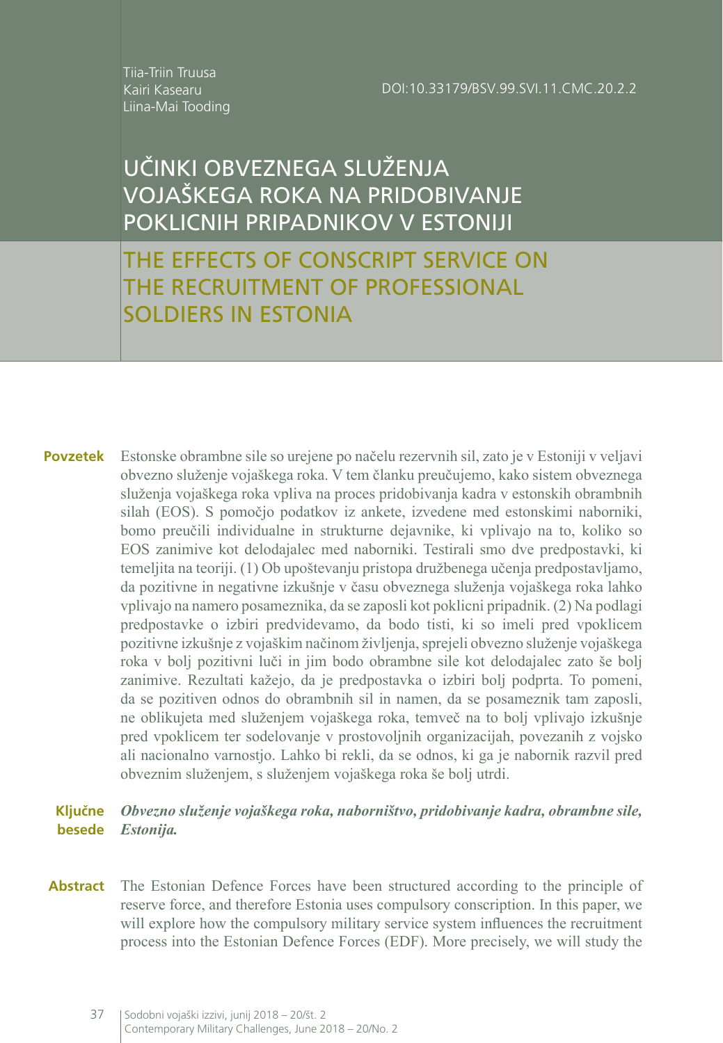Tiia-Triin Truusa
Kairi Kasearu
Liina-Mai Tooding

DOI:10.33179/BSV.99.SVI.11.CMC.20.2.2

# UČINKI OBVEZNEGA SLUŽENJA VOJAŠKEGA ROKA NA PRIDOBIVANJE POKLICNIH PRIPADNIKOV V ESTONIJI

# THE EFFECTS OF CONSCRIPT SERVICE ON THE RECRUITMENT OF PROFESSIONAL SOLDIERS IN ESTONIA

**Povzetek** Estonske obrambne sile so urejene po načelu rezervnih sil, zato je v Estoniji v veljavi obvezno služenje vojaškega roka. V tem članku preučujemo, kako sistem obveznega služenja vojaškega roka vpliva na proces pridobivanja kadra v estonskih obrambnih silah (EOS). S pomočjo podatkov iz ankete, izvedene med estonskimi naborniki, bomo preučili individualne in strukturne dejavnike, ki vplivajo na to, koliko so EOS zanimive kot delodajalec med naborniki. Testirali smo dve predpostavki, ki temeljita na teoriji. (1) Ob upoštevanju pristopa družbenega učenja predpostavljamo, da pozitivne in negativne izkušnje v času obveznega služenja vojaškega roka lahko vplivajo na namero posameznika, da se zaposli kot poklicni pripadnik. (2) Na podlagi predpostavke o izbiri predvidevamo, da bodo tisti, ki so imeli pred vpoklicem pozitivne izkušnje z vojaškim načinom življenja, sprejeli obvezno služenje vojaškega roka v bolj pozitivni luči in jim bodo obrambne sile kot delodajalec zato še bolj zanimive. Rezultati kažejo, da je predpostavka o izbiri bolj podprta. To pomeni, da se pozitiven odnos do obrambnih sil in namen, da se posameznik tam zaposli, ne oblikujeta med služenjem vojaškega roka, temveč na to bolj vplivajo izkušnje pred vpoklicem ter sodelovanje v prostovoljnih organizacijah, povezanih z vojsko ali nacionalno varnostjo. Lahko bi rekli, da se odnos, ki ga je nabornik razvil pred obveznim služenjem, s služenjem vojaškega roka še bolj utrdi.

**Ključne besede** ***Obvezno služenje vojaškega roka, naborništvo, pridobivanje kadra, obrambne sile, Estonija.***

**Abstract** The Estonian Defence Forces have been structured according to the principle of reserve force, and therefore Estonia uses compulsory conscription. In this paper, we will explore how the compulsory military service system influences the recruitment process into the Estonian Defence Forces (EDF). More precisely, we will study the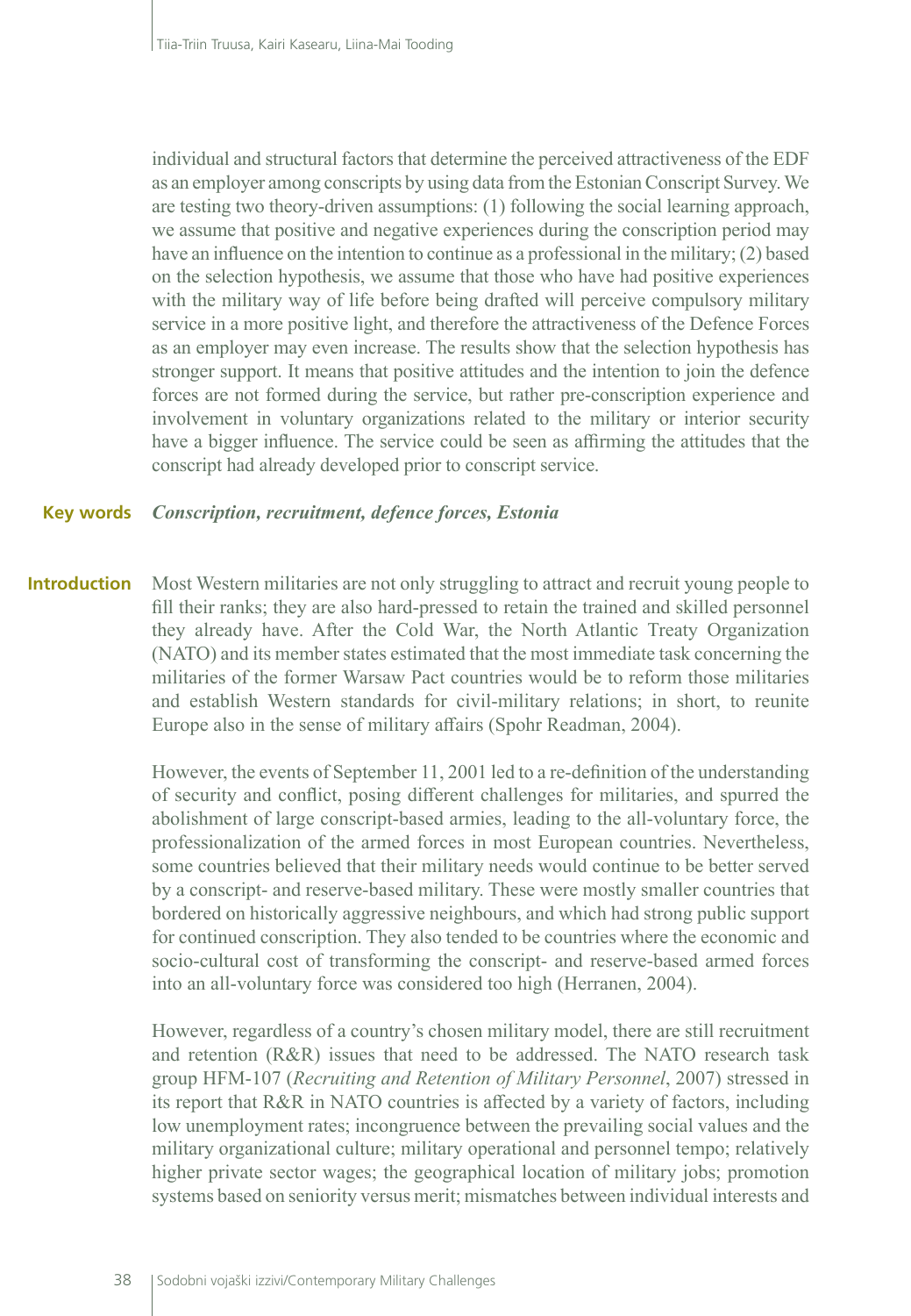individual and structural factors that determine the perceived attractiveness of the EDF as an employer among conscripts by using data from the Estonian Conscript Survey. We are testing two theory-driven assumptions: (1) following the social learning approach, we assume that positive and negative experiences during the conscription period may have an influence on the intention to continue as a professional in the military; (2) based on the selection hypothesis, we assume that those who have had positive experiences with the military way of life before being drafted will perceive compulsory military service in a more positive light, and therefore the attractiveness of the Defence Forces as an employer may even increase. The results show that the selection hypothesis has stronger support. It means that positive attitudes and the intention to join the defence forces are not formed during the service, but rather pre-conscription experience and involvement in voluntary organizations related to the military or interior security have a bigger influence. The service could be seen as affirming the attitudes that the conscript had already developed prior to conscript service.

**Key words** ***Conscription, recruitment, defence forces, Estonia***

## Introduction

Most Western militaries are not only struggling to attract and recruit young people to fill their ranks; they are also hard-pressed to retain the trained and skilled personnel they already have. After the Cold War, the North Atlantic Treaty Organization (NATO) and its member states estimated that the most immediate task concerning the militaries of the former Warsaw Pact countries would be to reform those militaries and establish Western standards for civil-military relations; in short, to reunite Europe also in the sense of military affairs (Spohr Readman, 2004).

However, the events of September 11, 2001 led to a re-definition of the understanding of security and conflict, posing different challenges for militaries, and spurred the abolishment of large conscript-based armies, leading to the all-voluntary force, the professionalization of the armed forces in most European countries. Nevertheless, some countries believed that their military needs would continue to be better served by a conscript- and reserve-based military. These were mostly smaller countries that bordered on historically aggressive neighbours, and which had strong public support for continued conscription. They also tended to be countries where the economic and socio-cultural cost of transforming the conscript- and reserve-based armed forces into an all-voluntary force was considered too high (Herranen, 2004).

However, regardless of a country's chosen military model, there are still recruitment and retention (R&R) issues that need to be addressed. The NATO research task group HFM-107 (*Recruiting and Retention of Military Personnel*, 2007) stressed in its report that R&R in NATO countries is affected by a variety of factors, including low unemployment rates; incongruence between the prevailing social values and the military organizational culture; military operational and personnel tempo; relatively higher private sector wages; the geographical location of military jobs; promotion systems based on seniority versus merit; mismatches between individual interests and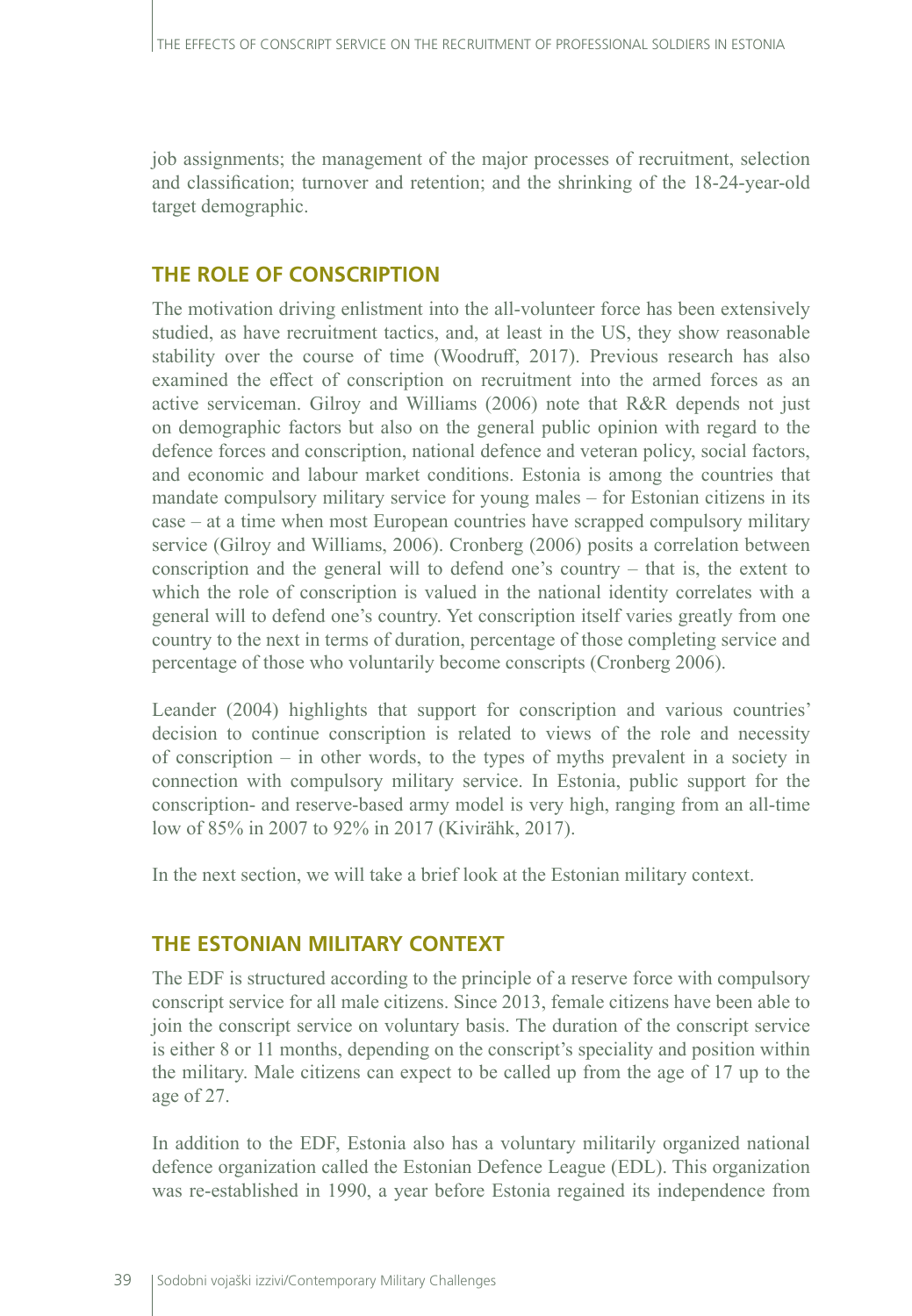job assignments; the management of the major processes of recruitment, selection and classification; turnover and retention; and the shrinking of the 18-24-year-old target demographic.

## THE ROLE OF CONSCRIPTION

The motivation driving enlistment into the all-volunteer force has been extensively studied, as have recruitment tactics, and, at least in the US, they show reasonable stability over the course of time (Woodruff, 2017). Previous research has also examined the effect of conscription on recruitment into the armed forces as an active serviceman. Gilroy and Williams (2006) note that R&R depends not just on demographic factors but also on the general public opinion with regard to the defence forces and conscription, national defence and veteran policy, social factors, and economic and labour market conditions. Estonia is among the countries that mandate compulsory military service for young males – for Estonian citizens in its case – at a time when most European countries have scrapped compulsory military service (Gilroy and Williams, 2006). Cronberg (2006) posits a correlation between conscription and the general will to defend one's country – that is, the extent to which the role of conscription is valued in the national identity correlates with a general will to defend one's country. Yet conscription itself varies greatly from one country to the next in terms of duration, percentage of those completing service and percentage of those who voluntarily become conscripts (Cronberg 2006).

Leander (2004) highlights that support for conscription and various countries' decision to continue conscription is related to views of the role and necessity of conscription – in other words, to the types of myths prevalent in a society in connection with compulsory military service. In Estonia, public support for the conscription- and reserve-based army model is very high, ranging from an all-time low of 85% in 2007 to 92% in 2017 (Kivirähk, 2017).

In the next section, we will take a brief look at the Estonian military context.

## THE ESTONIAN MILITARY CONTEXT

The EDF is structured according to the principle of a reserve force with compulsory conscript service for all male citizens. Since 2013, female citizens have been able to join the conscript service on voluntary basis. The duration of the conscript service is either 8 or 11 months, depending on the conscript's speciality and position within the military. Male citizens can expect to be called up from the age of 17 up to the age of 27.

In addition to the EDF, Estonia also has a voluntary militarily organized national defence organization called the Estonian Defence League (EDL). This organization was re-established in 1990, a year before Estonia regained its independence from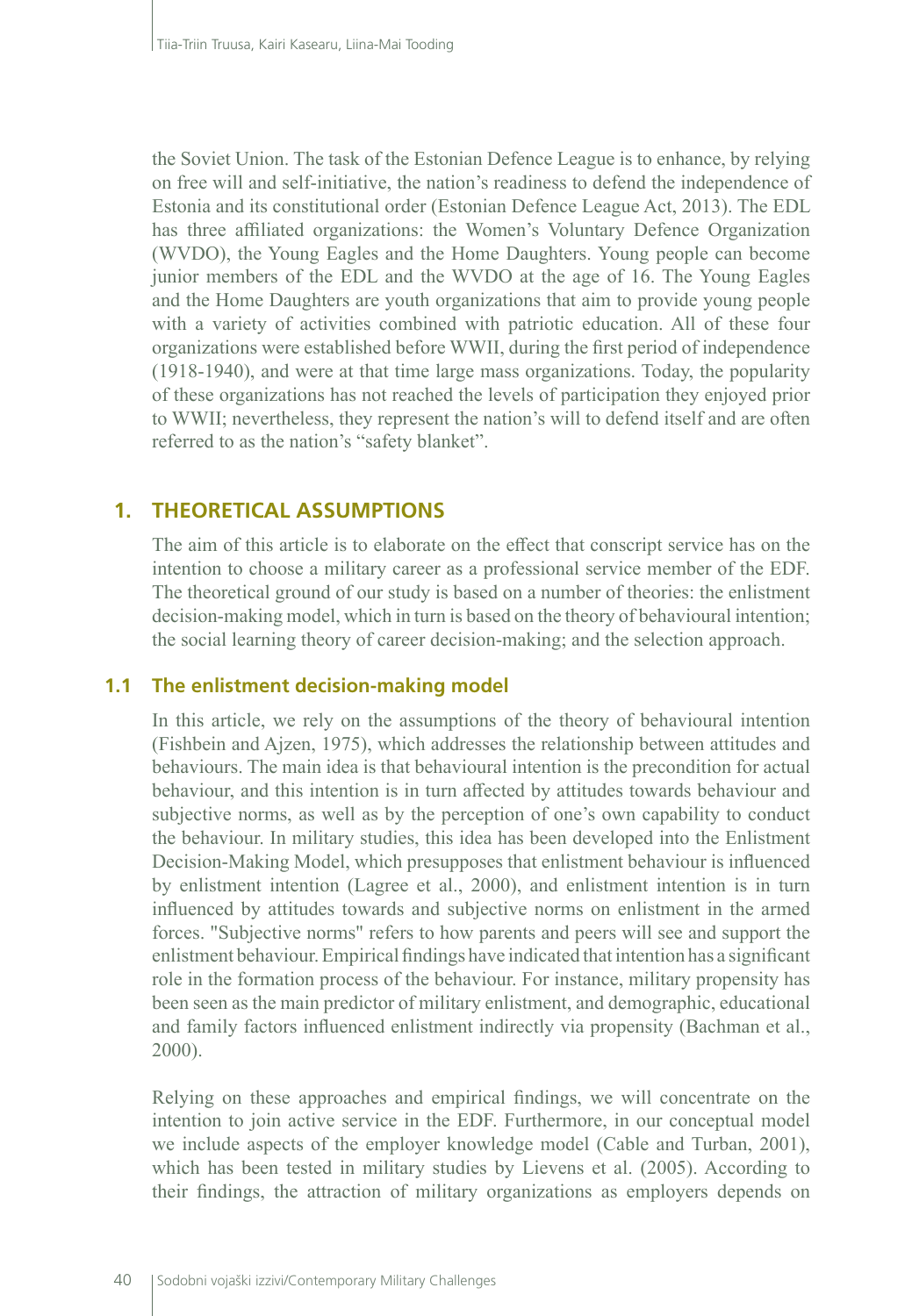the Soviet Union. The task of the Estonian Defence League is to enhance, by relying on free will and self-initiative, the nation's readiness to defend the independence of Estonia and its constitutional order (Estonian Defence League Act, 2013). The EDL has three affiliated organizations: the Women's Voluntary Defence Organization (WVDO), the Young Eagles and the Home Daughters. Young people can become junior members of the EDL and the WVDO at the age of 16. The Young Eagles and the Home Daughters are youth organizations that aim to provide young people with a variety of activities combined with patriotic education. All of these four organizations were established before WWII, during the first period of independence (1918-1940), and were at that time large mass organizations. Today, the popularity of these organizations has not reached the levels of participation they enjoyed prior to WWII; nevertheless, they represent the nation's will to defend itself and are often referred to as the nation's "safety blanket".

## 1. THEORETICAL ASSUMPTIONS

The aim of this article is to elaborate on the effect that conscript service has on the intention to choose a military career as a professional service member of the EDF. The theoretical ground of our study is based on a number of theories: the enlistment decision-making model, which in turn is based on the theory of behavioural intention; the social learning theory of career decision-making; and the selection approach.

### 1.1 The enlistment decision-making model

In this article, we rely on the assumptions of the theory of behavioural intention (Fishbein and Ajzen, 1975), which addresses the relationship between attitudes and behaviours. The main idea is that behavioural intention is the precondition for actual behaviour, and this intention is in turn affected by attitudes towards behaviour and subjective norms, as well as by the perception of one's own capability to conduct the behaviour. In military studies, this idea has been developed into the Enlistment Decision-Making Model, which presupposes that enlistment behaviour is influenced by enlistment intention (Lagree et al., 2000), and enlistment intention is in turn influenced by attitudes towards and subjective norms on enlistment in the armed forces. "Subjective norms" refers to how parents and peers will see and support the enlistment behaviour. Empirical findings have indicated that intention has a significant role in the formation process of the behaviour. For instance, military propensity has been seen as the main predictor of military enlistment, and demographic, educational and family factors influenced enlistment indirectly via propensity (Bachman et al., 2000).

Relying on these approaches and empirical findings, we will concentrate on the intention to join active service in the EDF. Furthermore, in our conceptual model we include aspects of the employer knowledge model (Cable and Turban, 2001), which has been tested in military studies by Lievens et al. (2005). According to their findings, the attraction of military organizations as employers depends on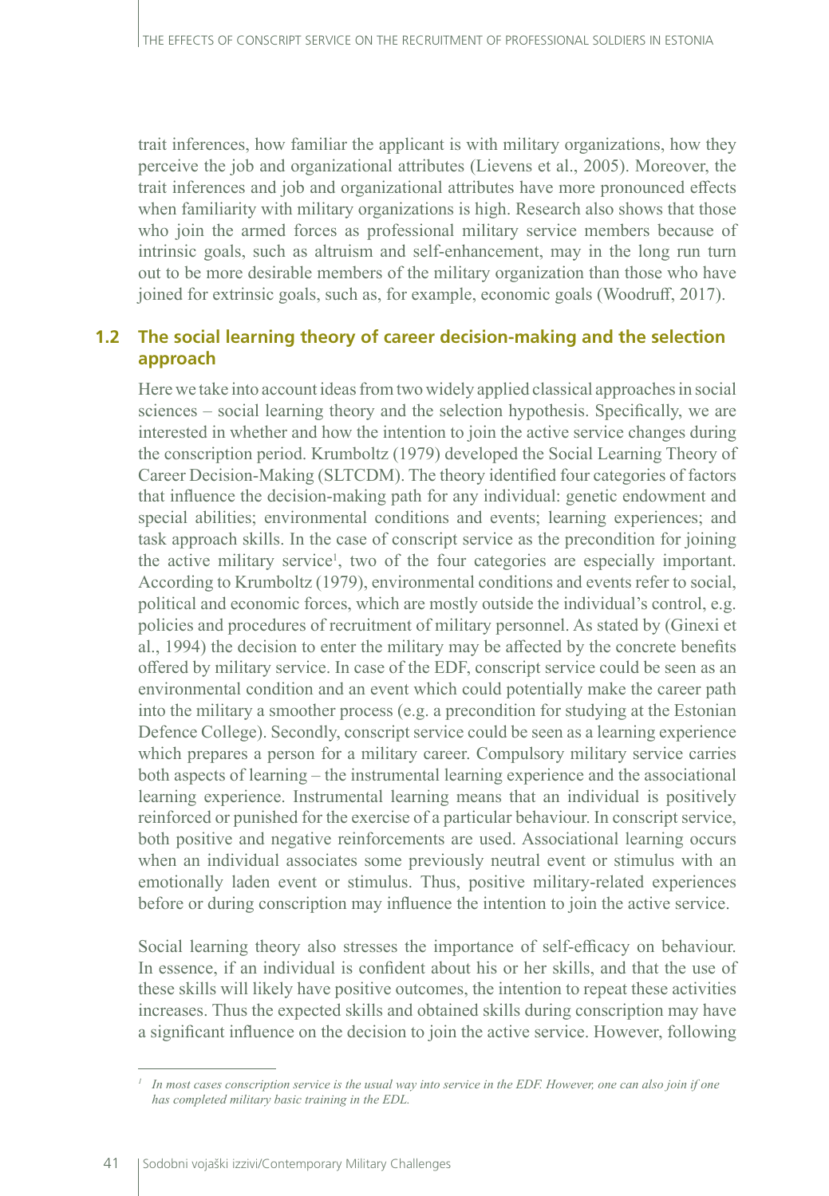trait inferences, how familiar the applicant is with military organizations, how they perceive the job and organizational attributes (Lievens et al., 2005). Moreover, the trait inferences and job and organizational attributes have more pronounced effects when familiarity with military organizations is high. Research also shows that those who join the armed forces as professional military service members because of intrinsic goals, such as altruism and self-enhancement, may in the long run turn out to be more desirable members of the military organization than those who have joined for extrinsic goals, such as, for example, economic goals (Woodruff, 2017).

## 1.2 The social learning theory of career decision-making and the selection approach

Here we take into account ideas from two widely applied classical approaches in social sciences – social learning theory and the selection hypothesis. Specifically, we are interested in whether and how the intention to join the active service changes during the conscription period. Krumboltz (1979) developed the Social Learning Theory of Career Decision-Making (SLTCDM). The theory identified four categories of factors that influence the decision-making path for any individual: genetic endowment and special abilities; environmental conditions and events; learning experiences; and task approach skills. In the case of conscript service as the precondition for joining the active military service[1], two of the four categories are especially important. According to Krumboltz (1979), environmental conditions and events refer to social, political and economic forces, which are mostly outside the individual's control, e.g. policies and procedures of recruitment of military personnel. As stated by (Ginexi et al., 1994) the decision to enter the military may be affected by the concrete benefits offered by military service. In case of the EDF, conscript service could be seen as an environmental condition and an event which could potentially make the career path into the military a smoother process (e.g. a precondition for studying at the Estonian Defence College). Secondly, conscript service could be seen as a learning experience which prepares a person for a military career. Compulsory military service carries both aspects of learning – the instrumental learning experience and the associational learning experience. Instrumental learning means that an individual is positively reinforced or punished for the exercise of a particular behaviour. In conscript service, both positive and negative reinforcements are used. Associational learning occurs when an individual associates some previously neutral event or stimulus with an emotionally laden event or stimulus. Thus, positive military-related experiences before or during conscription may influence the intention to join the active service.

Social learning theory also stresses the importance of self-efficacy on behaviour. In essence, if an individual is confident about his or her skills, and that the use of these skills will likely have positive outcomes, the intention to repeat these activities increases. Thus the expected skills and obtained skills during conscription may have a significant influence on the decision to join the active service. However, following

[1] *In most cases conscription service is the usual way into service in the EDF. However, one can also join if one has completed military basic training in the EDL.*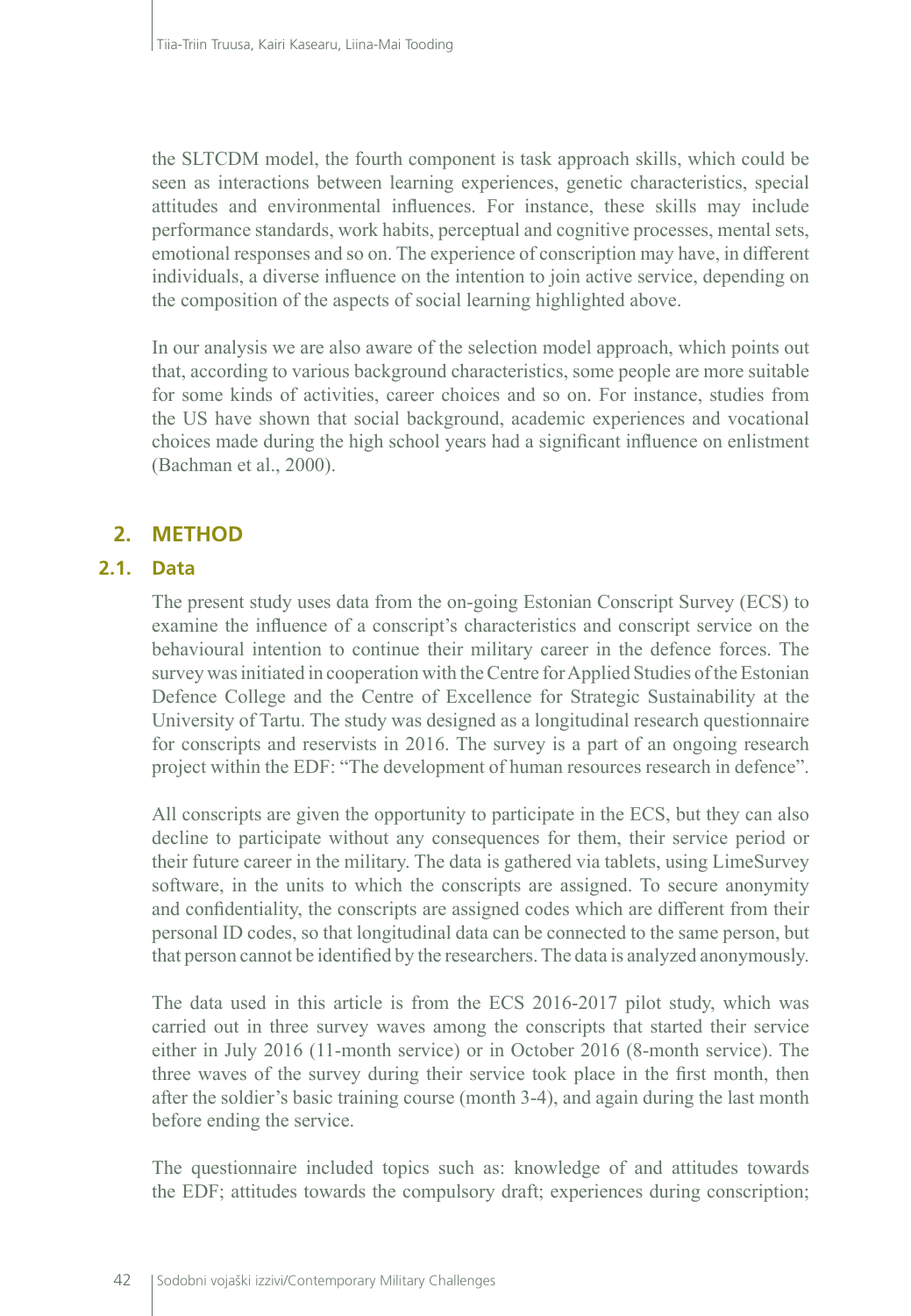the SLTCDM model, the fourth component is task approach skills, which could be seen as interactions between learning experiences, genetic characteristics, special attitudes and environmental influences. For instance, these skills may include performance standards, work habits, perceptual and cognitive processes, mental sets, emotional responses and so on. The experience of conscription may have, in different individuals, a diverse influence on the intention to join active service, depending on the composition of the aspects of social learning highlighted above.

In our analysis we are also aware of the selection model approach, which points out that, according to various background characteristics, some people are more suitable for some kinds of activities, career choices and so on. For instance, studies from the US have shown that social background, academic experiences and vocational choices made during the high school years had a significant influence on enlistment (Bachman et al., 2000).

## 2. METHOD

### 2.1. Data

The present study uses data from the on-going Estonian Conscript Survey (ECS) to examine the influence of a conscript's characteristics and conscript service on the behavioural intention to continue their military career in the defence forces. The survey was initiated in cooperation with the Centre for Applied Studies of the Estonian Defence College and the Centre of Excellence for Strategic Sustainability at the University of Tartu. The study was designed as a longitudinal research questionnaire for conscripts and reservists in 2016. The survey is a part of an ongoing research project within the EDF: "The development of human resources research in defence".

All conscripts are given the opportunity to participate in the ECS, but they can also decline to participate without any consequences for them, their service period or their future career in the military. The data is gathered via tablets, using LimeSurvey software, in the units to which the conscripts are assigned. To secure anonymity and confidentiality, the conscripts are assigned codes which are different from their personal ID codes, so that longitudinal data can be connected to the same person, but that person cannot be identified by the researchers. The data is analyzed anonymously.

The data used in this article is from the ECS 2016-2017 pilot study, which was carried out in three survey waves among the conscripts that started their service either in July 2016 (11-month service) or in October 2016 (8-month service). The three waves of the survey during their service took place in the first month, then after the soldier's basic training course (month 3-4), and again during the last month before ending the service.

The questionnaire included topics such as: knowledge of and attitudes towards the EDF; attitudes towards the compulsory draft; experiences during conscription;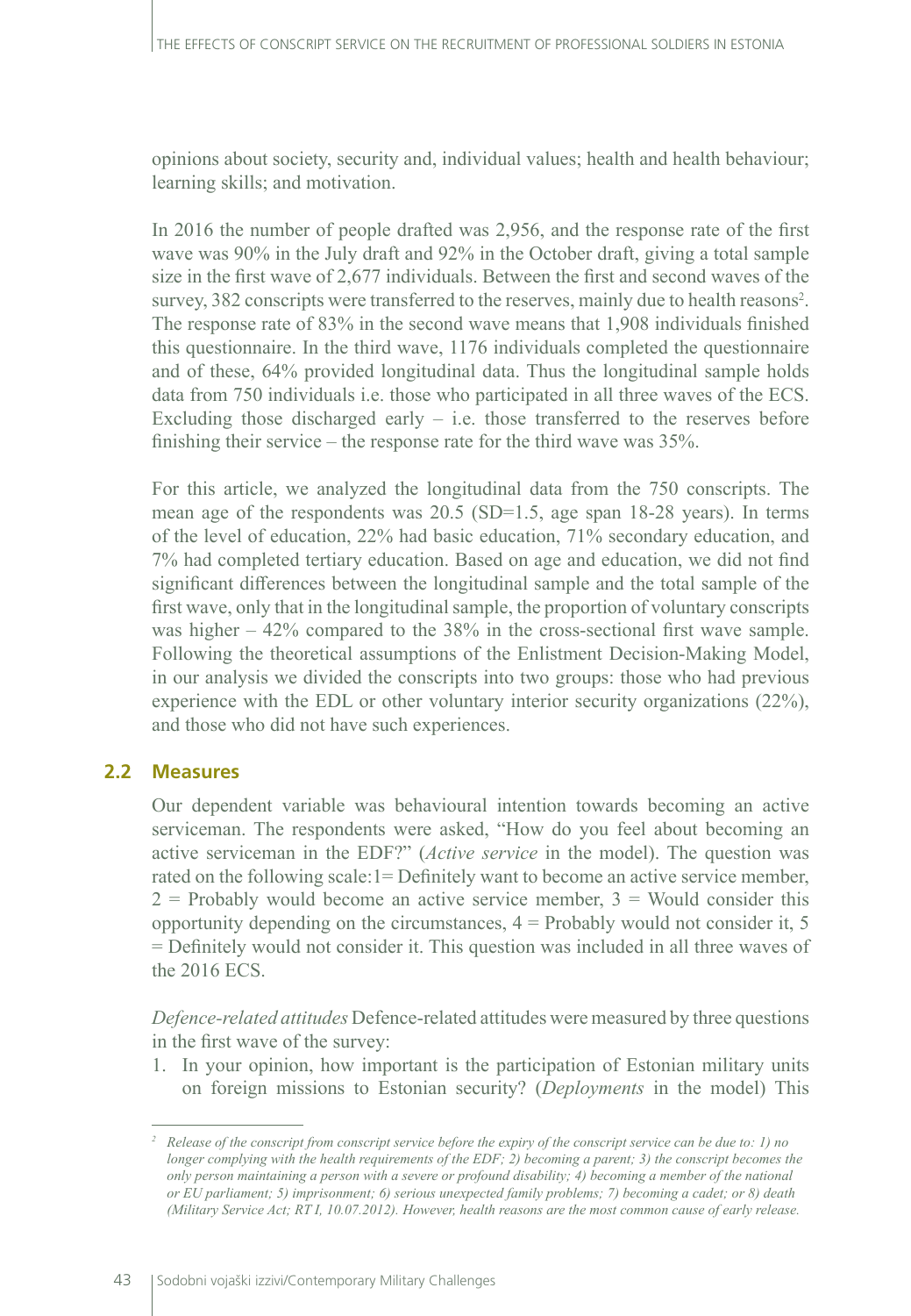opinions about society, security and, individual values; health and health behaviour; learning skills; and motivation.

In 2016 the number of people drafted was 2,956, and the response rate of the first wave was 90% in the July draft and 92% in the October draft, giving a total sample size in the first wave of 2,677 individuals. Between the first and second waves of the survey, 382 conscripts were transferred to the reserves, mainly due to health reasons[2]. The response rate of 83% in the second wave means that 1,908 individuals finished this questionnaire. In the third wave, 1176 individuals completed the questionnaire and of these, 64% provided longitudinal data. Thus the longitudinal sample holds data from 750 individuals i.e. those who participated in all three waves of the ECS. Excluding those discharged early – i.e. those transferred to the reserves before finishing their service – the response rate for the third wave was 35%.

For this article, we analyzed the longitudinal data from the 750 conscripts. The mean age of the respondents was 20.5 (SD=1.5, age span 18-28 years). In terms of the level of education, 22% had basic education, 71% secondary education, and 7% had completed tertiary education. Based on age and education, we did not find significant differences between the longitudinal sample and the total sample of the first wave, only that in the longitudinal sample, the proportion of voluntary conscripts was higher – 42% compared to the 38% in the cross-sectional first wave sample. Following the theoretical assumptions of the Enlistment Decision-Making Model, in our analysis we divided the conscripts into two groups: those who had previous experience with the EDL or other voluntary interior security organizations (22%), and those who did not have such experiences.

## 2.2 Measures

Our dependent variable was behavioural intention towards becoming an active serviceman. The respondents were asked, "How do you feel about becoming an active serviceman in the EDF?" (*Active service* in the model). The question was rated on the following scale: 1= Definitely want to become an active service member, 2 = Probably would become an active service member, 3 = Would consider this opportunity depending on the circumstances, 4 = Probably would not consider it, 5 = Definitely would not consider it. This question was included in all three waves of the 2016 ECS.

*Defence-related attitudes* Defence-related attitudes were measured by three questions in the first wave of the survey:

1. In your opinion, how important is the participation of Estonian military units on foreign missions to Estonian security? (*Deployments* in the model) This

---

[2] *Release of the conscript from conscript service before the expiry of the conscript service can be due to: 1) no longer complying with the health requirements of the EDF; 2) becoming a parent; 3) the conscript becomes the only person maintaining a person with a severe or profound disability; 4) becoming a member of the national or EU parliament; 5) imprisonment; 6) serious unexpected family problems; 7) becoming a cadet; or 8) death (Military Service Act; RT I, 10.07.2012). However, health reasons are the most common cause of early release.*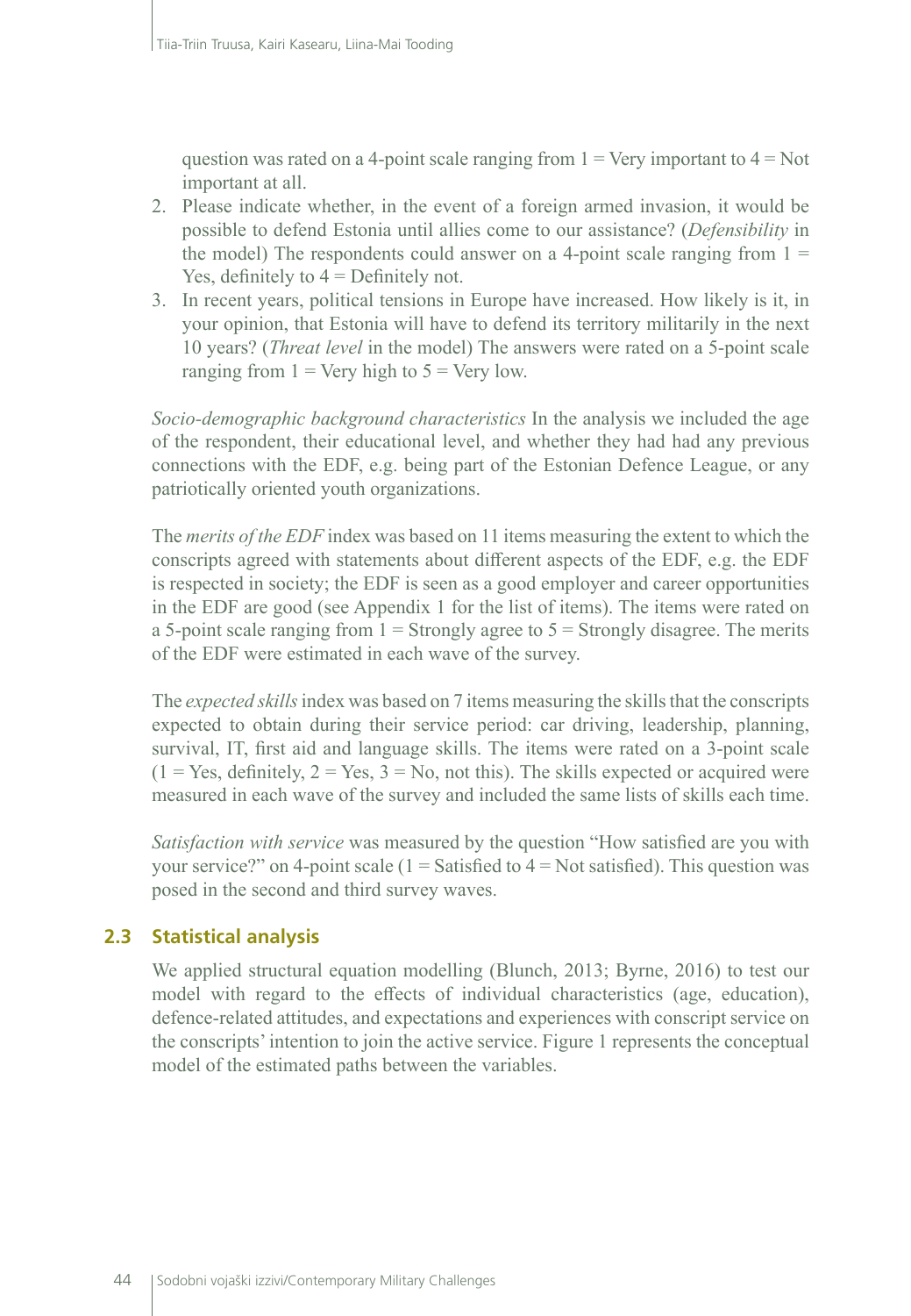question was rated on a 4-point scale ranging from 1 = Very important to 4 = Not important at all.

2. Please indicate whether, in the event of a foreign armed invasion, it would be possible to defend Estonia until allies come to our assistance? (*Defensibility* in the model) The respondents could answer on a 4-point scale ranging from 1 = Yes, definitely to 4 = Definitely not.
3. In recent years, political tensions in Europe have increased. How likely is it, in your opinion, that Estonia will have to defend its territory militarily in the next 10 years? (*Threat level* in the model) The answers were rated on a 5-point scale ranging from 1 = Very high to 5 = Very low.

*Socio-demographic background characteristics* In the analysis we included the age of the respondent, their educational level, and whether they had had any previous connections with the EDF, e.g. being part of the Estonian Defence League, or any patriotically oriented youth organizations.

The *merits of the EDF* index was based on 11 items measuring the extent to which the conscripts agreed with statements about different aspects of the EDF, e.g. the EDF is respected in society; the EDF is seen as a good employer and career opportunities in the EDF are good (see Appendix 1 for the list of items). The items were rated on a 5-point scale ranging from 1 = Strongly agree to 5 = Strongly disagree. The merits of the EDF were estimated in each wave of the survey.

The *expected skills* index was based on 7 items measuring the skills that the conscripts expected to obtain during their service period: car driving, leadership, planning, survival, IT, first aid and language skills. The items were rated on a 3-point scale (1 = Yes, definitely, 2 = Yes, 3 = No, not this). The skills expected or acquired were measured in each wave of the survey and included the same lists of skills each time.

*Satisfaction with service* was measured by the question "How satisfied are you with your service?" on 4-point scale (1 = Satisfied to 4 = Not satisfied). This question was posed in the second and third survey waves.

## 2.3 Statistical analysis

We applied structural equation modelling (Blunch, 2013; Byrne, 2016) to test our model with regard to the effects of individual characteristics (age, education), defence-related attitudes, and expectations and experiences with conscript service on the conscripts' intention to join the active service. Figure 1 represents the conceptual model of the estimated paths between the variables.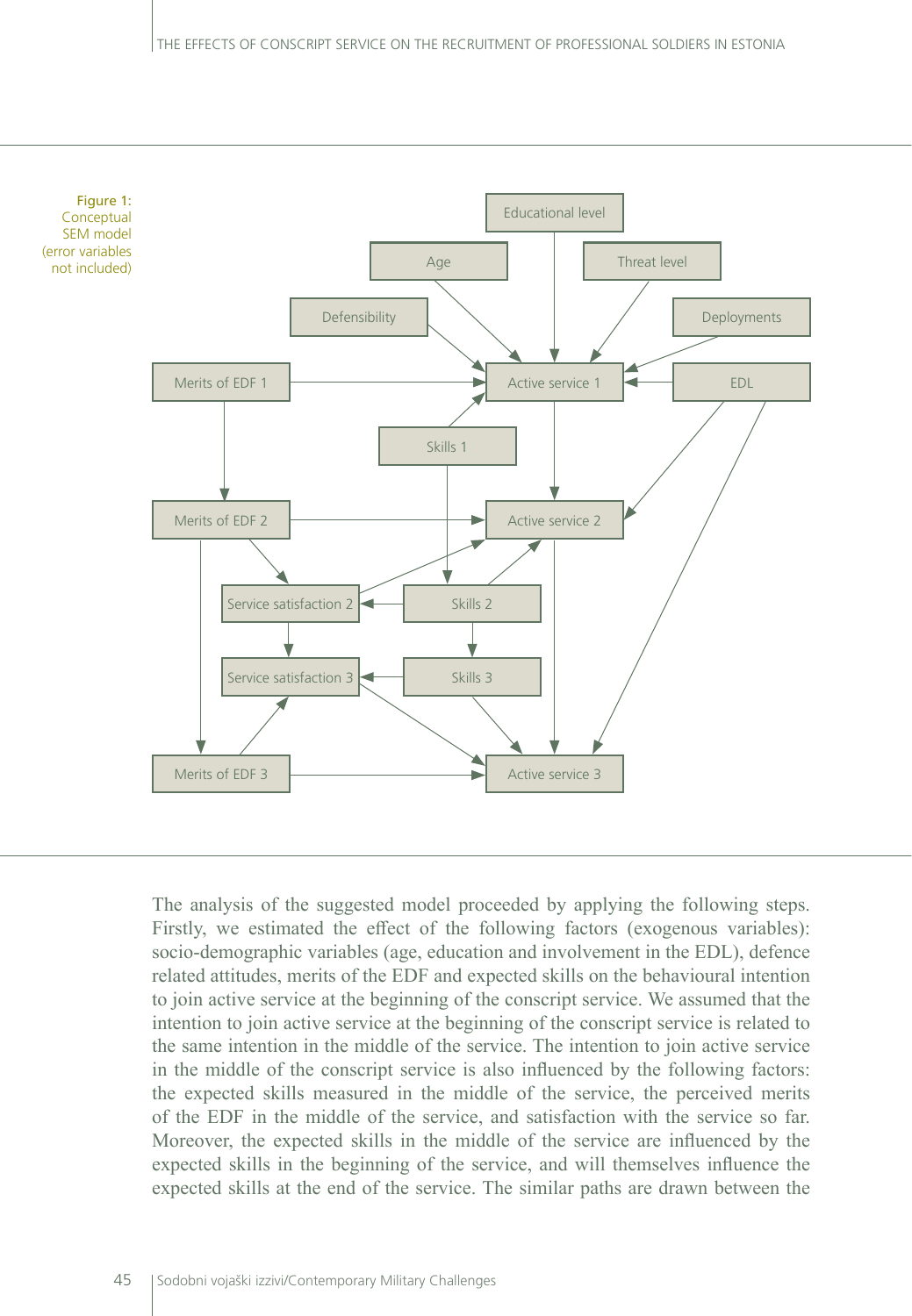Figure 1: Conceptual SEM model (error variables not included)

The analysis of the suggested model proceeded by applying the following steps. Firstly, we estimated the effect of the following factors (exogenous variables): socio-demographic variables (age, education and involvement in the EDL), defence related attitudes, merits of the EDF and expected skills on the behavioural intention to join active service at the beginning of the conscript service. We assumed that the intention to join active service at the beginning of the conscript service is related to the same intention in the middle of the service. The intention to join active service in the middle of the conscript service is also influenced by the following factors: the expected skills measured in the middle of the service, the perceived merits of the EDF in the middle of the service, and satisfaction with the service so far. Moreover, the expected skills in the middle of the service are influenced by the expected skills in the beginning of the service, and will themselves influence the expected skills at the end of the service. The similar paths are drawn between the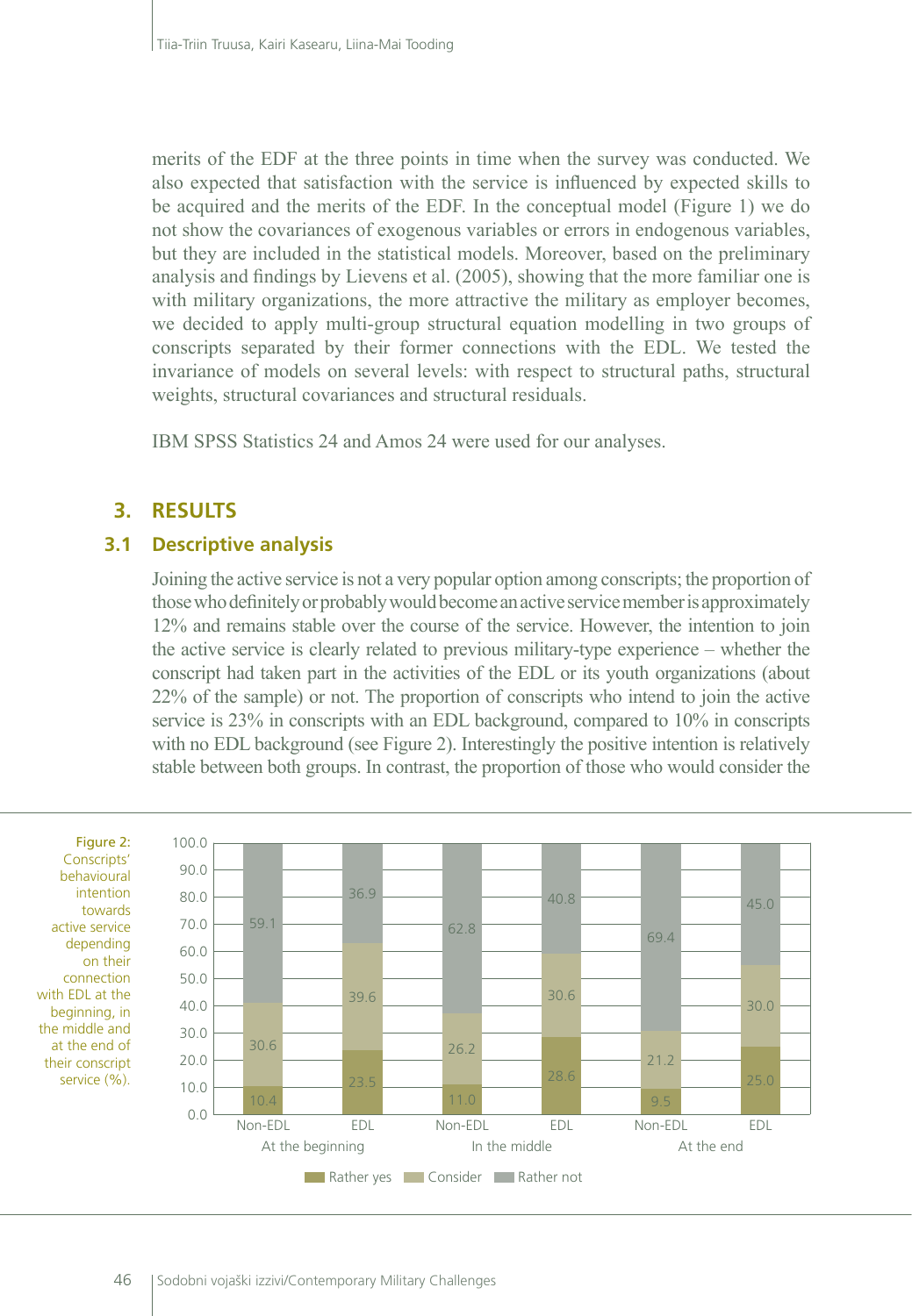merits of the EDF at the three points in time when the survey was conducted. We also expected that satisfaction with the service is influenced by expected skills to be acquired and the merits of the EDF. In the conceptual model (Figure 1) we do not show the covariances of exogenous variables or errors in endogenous variables, but they are included in the statistical models. Moreover, based on the preliminary analysis and findings by Lievens et al. (2005), showing that the more familiar one is with military organizations, the more attractive the military as employer becomes, we decided to apply multi-group structural equation modelling in two groups of conscripts separated by their former connections with the EDL. We tested the invariance of models on several levels: with respect to structural paths, structural weights, structural covariances and structural residuals.

IBM SPSS Statistics 24 and Amos 24 were used for our analyses.

## 3. RESULTS

### 3.1 Descriptive analysis

Joining the active service is not a very popular option among conscripts; the proportion of those who definitely or probably would become an active service member is approximately 12% and remains stable over the course of the service. However, the intention to join the active service is clearly related to previous military-type experience – whether the conscript had taken part in the activities of the EDL or its youth organizations (about 22% of the sample) or not. The proportion of conscripts who intend to join the active service is 23% in conscripts with an EDL background, compared to 10% in conscripts with no EDL background (see Figure 2). Interestingly the positive intention is relatively stable between both groups. In contrast, the proportion of those who would consider the

|  | At the beginning |  | In the middle |  | At the end |  |
|---|---|---|---|---|---|---|
|  | Non-EDL | EDL | Non-EDL | EDL | Non-EDL | EDL |
| Rather yes | 10.4 | 23.5 | 11.0 | 28.6 | 9.5 | 25.0 |
| Consider | 30.6 | 39.6 | 26.2 | 30.6 | 21.2 | 30.0 |
| Rather not | 59.1 | 36.9 | 62.8 | 40.8 | 69.4 | 45.0 |

Figure 2: Conscripts' behavioural intention towards active service depending on their connection with EDL at the beginning, in the middle and at the end of their conscript service (%).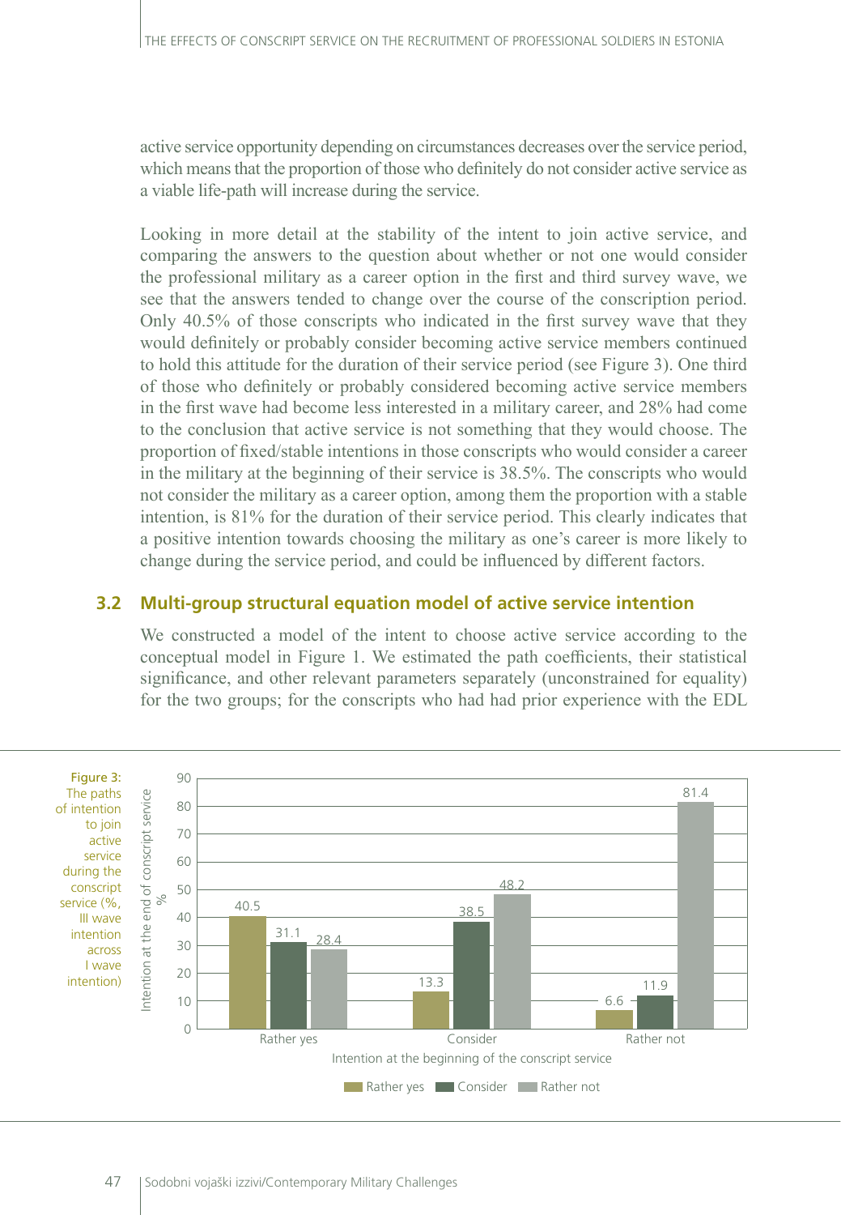active service opportunity depending on circumstances decreases over the service period, which means that the proportion of those who definitely do not consider active service as a viable life-path will increase during the service.

Looking in more detail at the stability of the intent to join active service, and comparing the answers to the question about whether or not one would consider the professional military as a career option in the first and third survey wave, we see that the answers tended to change over the course of the conscription period. Only 40.5% of those conscripts who indicated in the first survey wave that they would definitely or probably consider becoming active service members continued to hold this attitude for the duration of their service period (see Figure 3). One third of those who definitely or probably considered becoming active service members in the first wave had become less interested in a military career, and 28% had come to the conclusion that active service is not something that they would choose. The proportion of fixed/stable intentions in those conscripts who would consider a career in the military at the beginning of their service is 38.5%. The conscripts who would not consider the military as a career option, among them the proportion with a stable intention, is 81% for the duration of their service period. This clearly indicates that a positive intention towards choosing the military as one's career is more likely to change during the service period, and could be influenced by different factors.

## 3.2 Multi-group structural equation model of active service intention

We constructed a model of the intent to choose active service according to the conceptual model in Figure 1. We estimated the path coefficients, their statistical significance, and other relevant parameters separately (unconstrained for equality) for the two groups; for the conscripts who had had prior experience with the EDL

Figure 3: The paths of intention to join active service during the conscript service (%, III wave intention across I wave intention)

| Intention at the beginning of the conscript service | Rather yes | Consider | Rather not |
|---|---|---|---|
| Rather yes | 40.5 | 31.1 | 28.4 |
| Consider | 13.3 | 38.5 | 48.2 |
| Rather not | 6.6 | 11.9 | 81.4 |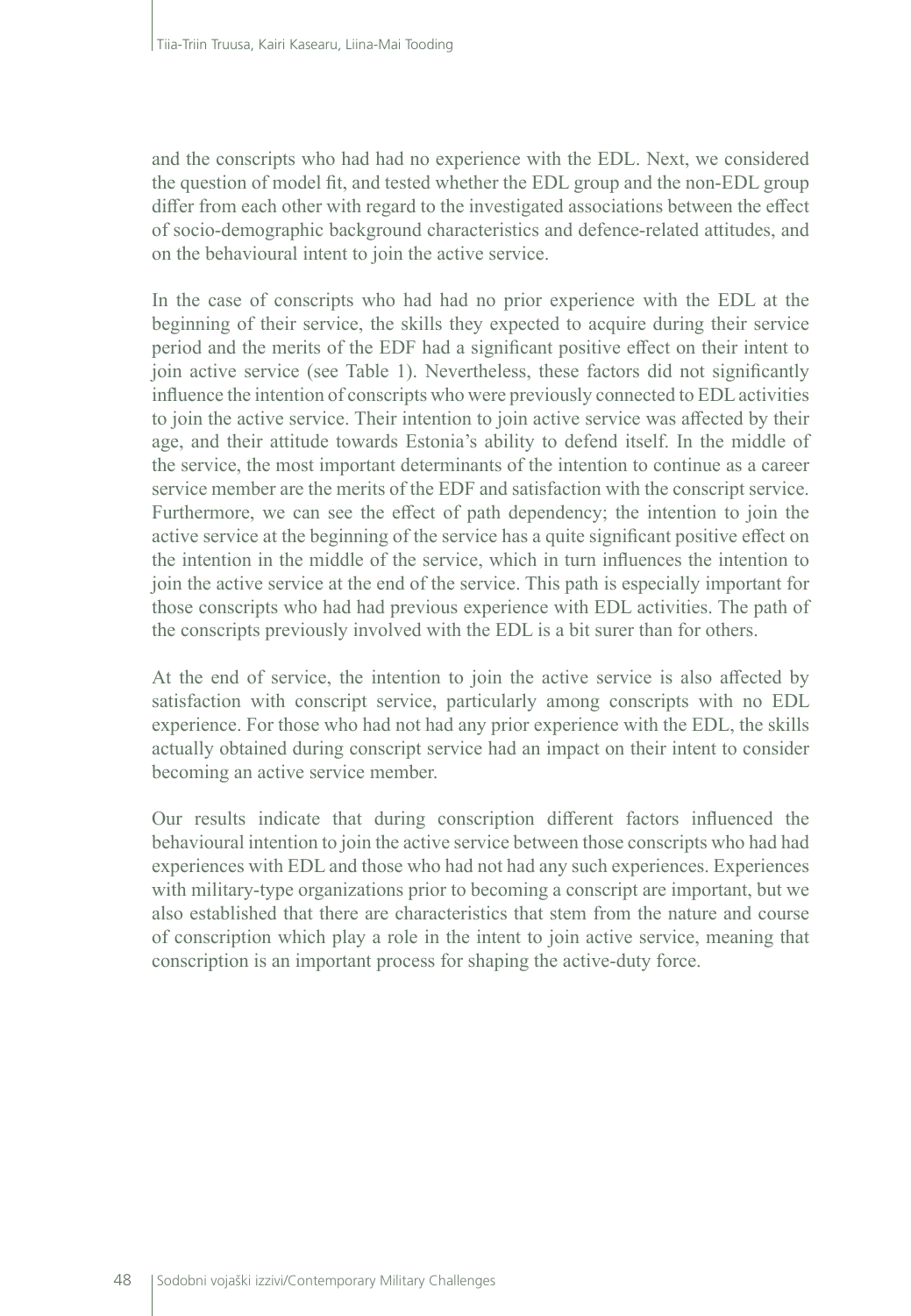and the conscripts who had had no experience with the EDL. Next, we considered the question of model fit, and tested whether the EDL group and the non-EDL group differ from each other with regard to the investigated associations between the effect of socio-demographic background characteristics and defence-related attitudes, and on the behavioural intent to join the active service.

In the case of conscripts who had had no prior experience with the EDL at the beginning of their service, the skills they expected to acquire during their service period and the merits of the EDF had a significant positive effect on their intent to join active service (see Table 1). Nevertheless, these factors did not significantly influence the intention of conscripts who were previously connected to EDL activities to join the active service. Their intention to join active service was affected by their age, and their attitude towards Estonia's ability to defend itself. In the middle of the service, the most important determinants of the intention to continue as a career service member are the merits of the EDF and satisfaction with the conscript service. Furthermore, we can see the effect of path dependency; the intention to join the active service at the beginning of the service has a quite significant positive effect on the intention in the middle of the service, which in turn influences the intention to join the active service at the end of the service. This path is especially important for those conscripts who had had previous experience with EDL activities. The path of the conscripts previously involved with the EDL is a bit surer than for others.

At the end of service, the intention to join the active service is also affected by satisfaction with conscript service, particularly among conscripts with no EDL experience. For those who had not had any prior experience with the EDL, the skills actually obtained during conscript service had an impact on their intent to consider becoming an active service member.

Our results indicate that during conscription different factors influenced the behavioural intention to join the active service between those conscripts who had had experiences with EDL and those who had not had any such experiences. Experiences with military-type organizations prior to becoming a conscript are important, but we also established that there are characteristics that stem from the nature and course of conscription which play a role in the intent to join active service, meaning that conscription is an important process for shaping the active-duty force.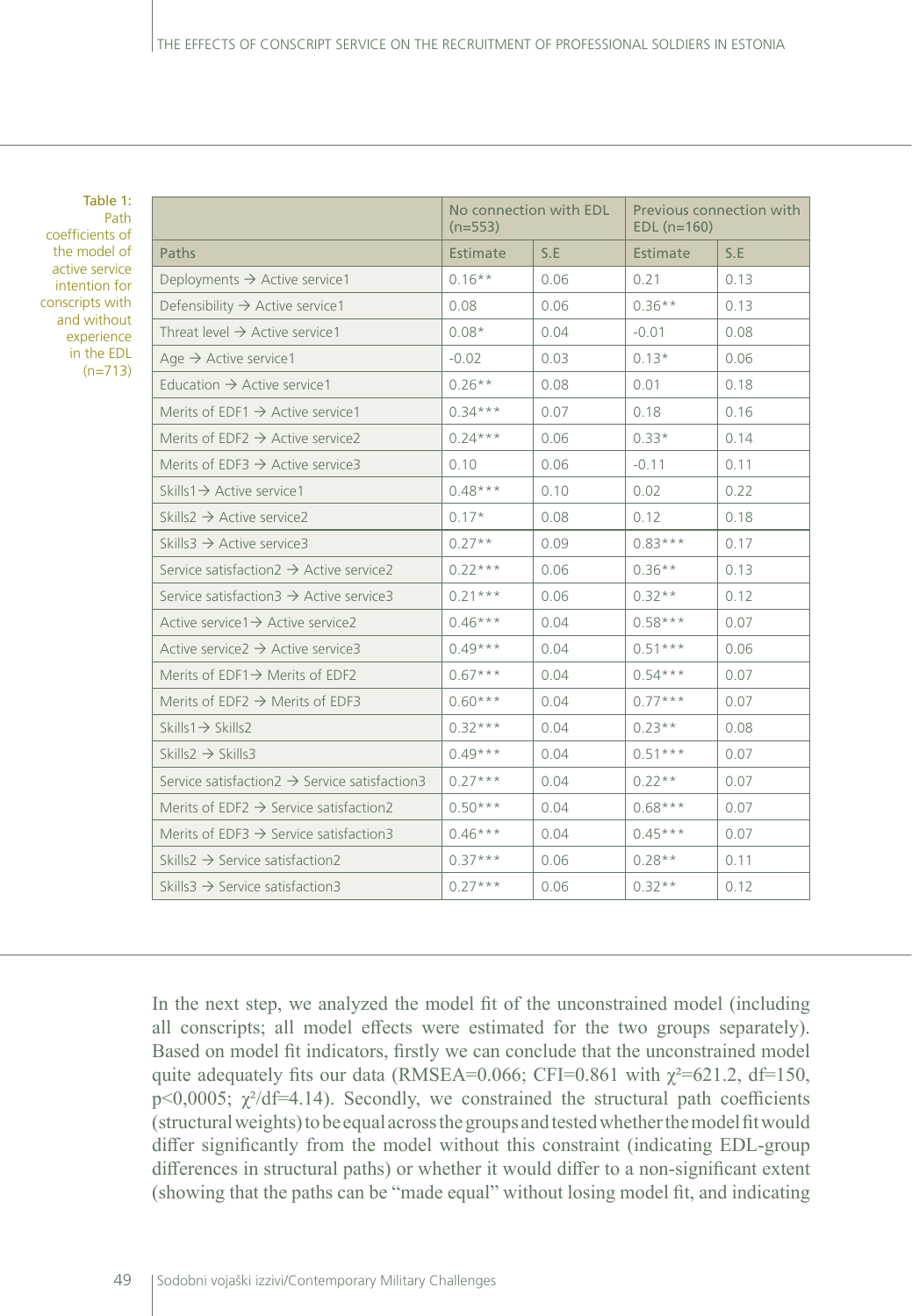Table 1: Path coefficients of the model of active service intention for conscripts with and without experience in the EDL (n=713)

| | No connection with EDL (n=553) | | Previous connection with EDL (n=160) | |
|---|---|---|---|---|
| Paths | Estimate | S.E | Estimate | S.E |
| Deployments → Active service1 | 0.16** | 0.06 | 0.21 | 0.13 |
| Defensibility → Active service1 | 0.08 | 0.06 | 0.36** | 0.13 |
| Threat level → Active service1 | 0.08* | 0.04 | -0.01 | 0.08 |
| Age → Active service1 | -0.02 | 0.03 | 0.13* | 0.06 |
| Education → Active service1 | 0.26** | 0.08 | 0.01 | 0.18 |
| Merits of EDF1 → Active service1 | 0.34*** | 0.07 | 0.18 | 0.16 |
| Merits of EDF2 → Active service2 | 0.24*** | 0.06 | 0.33* | 0.14 |
| Merits of EDF3 → Active service3 | 0.10 | 0.06 | -0.11 | 0.11 |
| Skills1→ Active service1 | 0.48*** | 0.10 | 0.02 | 0.22 |
| Skills2 → Active service2 | 0.17* | 0.08 | 0.12 | 0.18 |
| Skills3 → Active service3 | 0.27** | 0.09 | 0.83*** | 0.17 |
| Service satisfaction2 → Active service2 | 0.22*** | 0.06 | 0.36** | 0.13 |
| Service satisfaction3 → Active service3 | 0.21*** | 0.06 | 0.32** | 0.12 |
| Active service1→ Active service2 | 0.46*** | 0.04 | 0.58*** | 0.07 |
| Active service2 → Active service3 | 0.49*** | 0.04 | 0.51*** | 0.06 |
| Merits of EDF1→ Merits of EDF2 | 0.67*** | 0.04 | 0.54*** | 0.07 |
| Merits of EDF2 → Merits of EDF3 | 0.60*** | 0.04 | 0.77*** | 0.07 |
| Skills1→ Skills2 | 0.32*** | 0.04 | 0.23** | 0.08 |
| Skills2 → Skills3 | 0.49*** | 0.04 | 0.51*** | 0.07 |
| Service satisfaction2 → Service satisfaction3 | 0.27*** | 0.04 | 0.22** | 0.07 |
| Merits of EDF2 → Service satisfaction2 | 0.50*** | 0.04 | 0.68*** | 0.07 |
| Merits of EDF3 → Service satisfaction3 | 0.46*** | 0.04 | 0.45*** | 0.07 |
| Skills2 → Service satisfaction2 | 0.37*** | 0.06 | 0.28** | 0.11 |
| Skills3 → Service satisfaction3 | 0.27*** | 0.06 | 0.32** | 0.12 |

In the next step, we analyzed the model fit of the unconstrained model (including all conscripts; all model effects were estimated for the two groups separately). Based on model fit indicators, firstly we can conclude that the unconstrained model quite adequately fits our data (RMSEA=0.066; CFI=0.861 with $\chi^2$=621.2, df=150, p<0,0005; $\chi^2$/df=4.14). Secondly, we constrained the structural path coefficients (structural weights) to be equal across the groups and tested whether the model fit would differ significantly from the model without this constraint (indicating EDL-group differences in structural paths) or whether it would differ to a non-significant extent (showing that the paths can be "made equal" without losing model fit, and indicating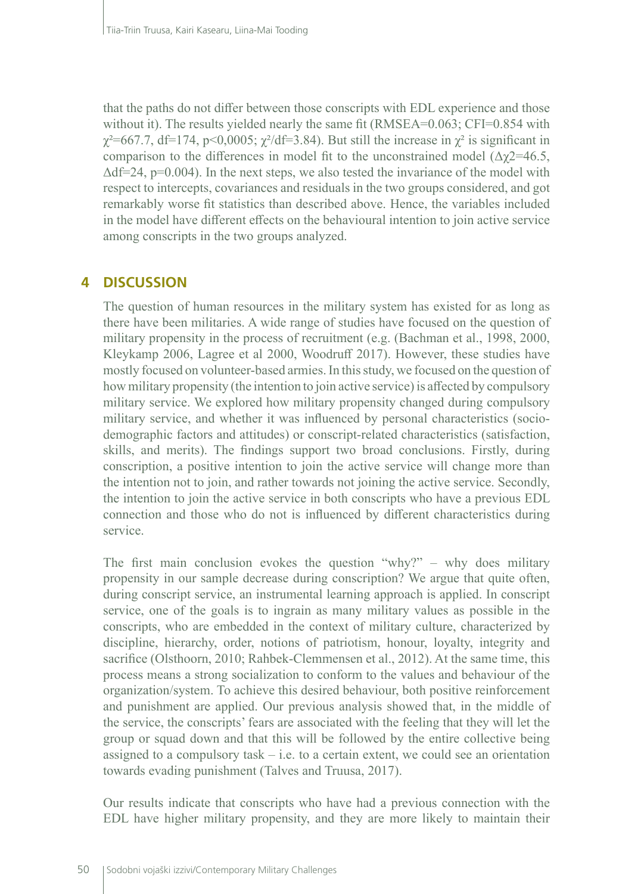that the paths do not differ between those conscripts with EDL experience and those without it). The results yielded nearly the same fit (RMSEA=0.063; CFI=0.854 with $\chi^2$=667.7, df=174, p<0,0005; $\chi^2$/df=3.84). But still the increase in $\chi^2$ is significant in comparison to the differences in model fit to the unconstrained model ($\Delta\chi2$=46.5, $\Delta$df=24, p=0.004). In the next steps, we also tested the invariance of the model with respect to intercepts, covariances and residuals in the two groups considered, and got remarkably worse fit statistics than described above. Hence, the variables included in the model have different effects on the behavioural intention to join active service among conscripts in the two groups analyzed.

## 4 DISCUSSION

The question of human resources in the military system has existed for as long as there have been militaries. A wide range of studies have focused on the question of military propensity in the process of recruitment (e.g. (Bachman et al., 1998, 2000, Kleykamp 2006, Lagree et al 2000, Woodruff 2017). However, these studies have mostly focused on volunteer-based armies. In this study, we focused on the question of how military propensity (the intention to join active service) is affected by compulsory military service. We explored how military propensity changed during compulsory military service, and whether it was influenced by personal characteristics (socio-demographic factors and attitudes) or conscript-related characteristics (satisfaction, skills, and merits). The findings support two broad conclusions. Firstly, during conscription, a positive intention to join the active service will change more than the intention not to join, and rather towards not joining the active service. Secondly, the intention to join the active service in both conscripts who have a previous EDL connection and those who do not is influenced by different characteristics during service.

The first main conclusion evokes the question "why?" – why does military propensity in our sample decrease during conscription? We argue that quite often, during conscript service, an instrumental learning approach is applied. In conscript service, one of the goals is to ingrain as many military values as possible in the conscripts, who are embedded in the context of military culture, characterized by discipline, hierarchy, order, notions of patriotism, honour, loyalty, integrity and sacrifice (Olsthoorn, 2010; Rahbek-Clemmensen et al., 2012). At the same time, this process means a strong socialization to conform to the values and behaviour of the organization/system. To achieve this desired behaviour, both positive reinforcement and punishment are applied. Our previous analysis showed that, in the middle of the service, the conscripts' fears are associated with the feeling that they will let the group or squad down and that this will be followed by the entire collective being assigned to a compulsory task – i.e. to a certain extent, we could see an orientation towards evading punishment (Talves and Truusa, 2017).

Our results indicate that conscripts who have had a previous connection with the EDL have higher military propensity, and they are more likely to maintain their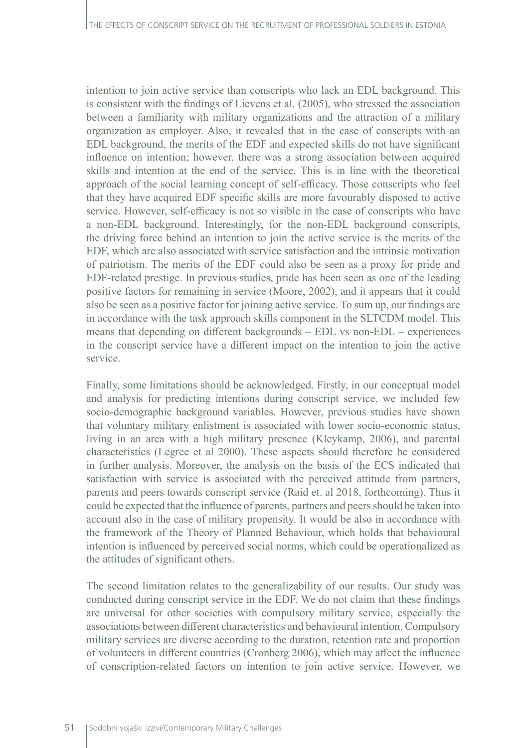intention to join active service than conscripts who lack an EDL background. This is consistent with the findings of Lievens et al. (2005), who stressed the association between a familiarity with military organizations and the attraction of a military organization as employer. Also, it revealed that in the case of conscripts with an EDL background, the merits of the EDF and expected skills do not have significant influence on intention; however, there was a strong association between acquired skills and intention at the end of the service. This is in line with the theoretical approach of the social learning concept of self-efficacy. Those conscripts who feel that they have acquired EDF specific skills are more favourably disposed to active service. However, self-efficacy is not so visible in the case of conscripts who have a non-EDL background. Interestingly, for the non-EDL background conscripts, the driving force behind an intention to join the active service is the merits of the EDF, which are also associated with service satisfaction and the intrinsic motivation of patriotism. The merits of the EDF could also be seen as a proxy for pride and EDF-related prestige. In previous studies, pride has been seen as one of the leading positive factors for remaining in service (Moore, 2002), and it appears that it could also be seen as a positive factor for joining active service. To sum up, our findings are in accordance with the task approach skills component in the SLTCDM model. This means that depending on different backgrounds – EDL vs non-EDL – experiences in the conscript service have a different impact on the intention to join the active service.

Finally, some limitations should be acknowledged. Firstly, in our conceptual model and analysis for predicting intentions during conscript service, we included few socio-demographic background variables. However, previous studies have shown that voluntary military enlistment is associated with lower socio-economic status, living in an area with a high military presence (Kleykamp, 2006), and parental characteristics (Legree et al 2000). These aspects should therefore be considered in further analysis. Moreover, the analysis on the basis of the ECS indicated that satisfaction with service is associated with the perceived attitude from partners, parents and peers towards conscript service (Raid et. al 2018, forthcoming). Thus it could be expected that the influence of parents, partners and peers should be taken into account also in the case of military propensity. It would be also in accordance with the framework of the Theory of Planned Behaviour, which holds that behavioural intention is influenced by perceived social norms, which could be operationalized as the attitudes of significant others.

The second limitation relates to the generalizability of our results. Our study was conducted during conscript service in the EDF. We do not claim that these findings are universal for other societies with compulsory military service, especially the associations between different characteristics and behavioural intention. Compulsory military services are diverse according to the duration, retention rate and proportion of volunteers in different countries (Cronberg 2006), which may affect the influence of conscription-related factors on intention to join active service. However, we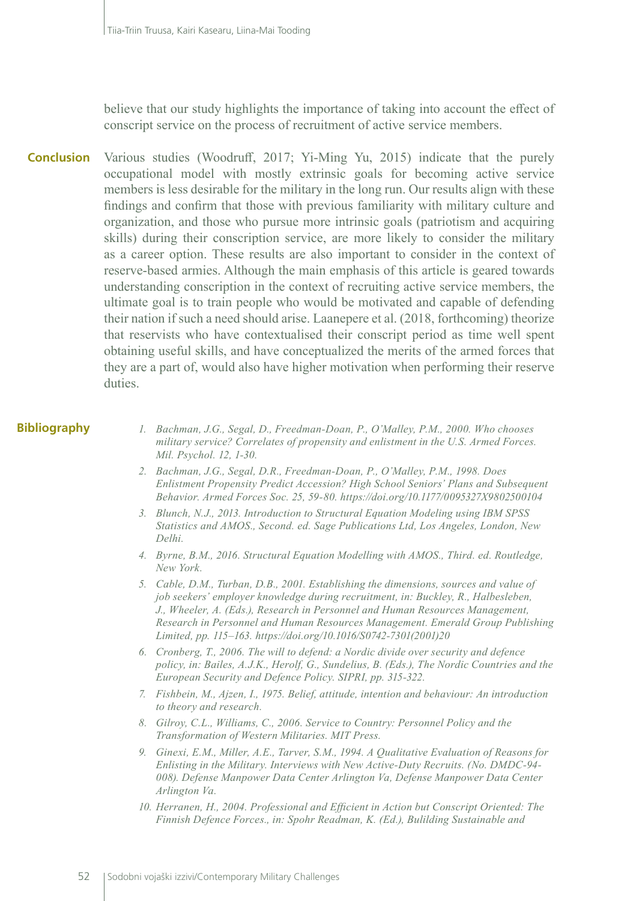believe that our study highlights the importance of taking into account the effect of conscript service on the process of recruitment of active service members.

## Conclusion

Various studies (Woodruff, 2017; Yi-Ming Yu, 2015) indicate that the purely occupational model with mostly extrinsic goals for becoming active service members is less desirable for the military in the long run. Our results align with these findings and confirm that those with previous familiarity with military culture and organization, and those who pursue more intrinsic goals (patriotism and acquiring skills) during their conscription service, are more likely to consider the military as a career option. These results are also important to consider in the context of reserve-based armies. Although the main emphasis of this article is geared towards understanding conscription in the context of recruiting active service members, the ultimate goal is to train people who would be motivated and capable of defending their nation if such a need should arise. Laanepere et al. (2018, forthcoming) theorize that reservists who have contextualised their conscript period as time well spent obtaining useful skills, and have conceptualized the merits of the armed forces that they are a part of, would also have higher motivation when performing their reserve duties.

## Bibliography

1. *Bachman, J.G., Segal, D., Freedman-Doan, P., O'Malley, P.M., 2000. Who chooses military service? Correlates of propensity and enlistment in the U.S. Armed Forces. Mil. Psychol. 12, 1-30.*
2. *Bachman, J.G., Segal, D.R., Freedman-Doan, P., O'Malley, P.M., 1998. Does Enlistment Propensity Predict Accession? High School Seniors' Plans and Subsequent Behavior. Armed Forces Soc. 25, 59-80. https://doi.org/10.1177/0095327X9802500104*
3. *Blunch, N.J., 2013. Introduction to Structural Equation Modeling using IBM SPSS Statistics and AMOS., Second. ed. Sage Publications Ltd, Los Angeles, London, New Delhi.*
4. *Byrne, B.M., 2016. Structural Equation Modelling with AMOS., Third. ed. Routledge, New York.*
5. *Cable, D.M., Turban, D.B., 2001. Establishing the dimensions, sources and value of job seekers' employer knowledge during recruitment, in: Buckley, R., Halbesleben, J., Wheeler, A. (Eds.), Research in Personnel and Human Resources Management, Research in Personnel and Human Resources Management. Emerald Group Publishing Limited, pp. 115–163. https://doi.org/10.1016/S0742-7301(2001)20*
6. *Cronberg, T., 2006. The will to defend: a Nordic divide over security and defence policy, in: Bailes, A.J.K., Herolf, G., Sundelius, B. (Eds.), The Nordic Countries and the European Security and Defence Policy. SIPRI, pp. 315-322.*
7. *Fishbein, M., Ajzen, I., 1975. Belief, attitude, intention and behaviour: An introduction to theory and research.*
8. *Gilroy, C.L., Williams, C., 2006. Service to Country: Personnel Policy and the Transformation of Western Militaries. MIT Press.*
9. *Ginexi, E.M., Miller, A.E., Tarver, S.M., 1994. A Qualitative Evaluation of Reasons for Enlisting in the Military. Interviews with New Active-Duty Recruits. (No. DMDC-94-008). Defense Manpower Data Center Arlington Va, Defense Manpower Data Center Arlington Va.*
10. *Herranen, H., 2004. Professional and Efficient in Action but Conscript Oriented: The Finnish Defence Forces., in: Spohr Readman, K. (Ed.), Bulilding Sustainable and*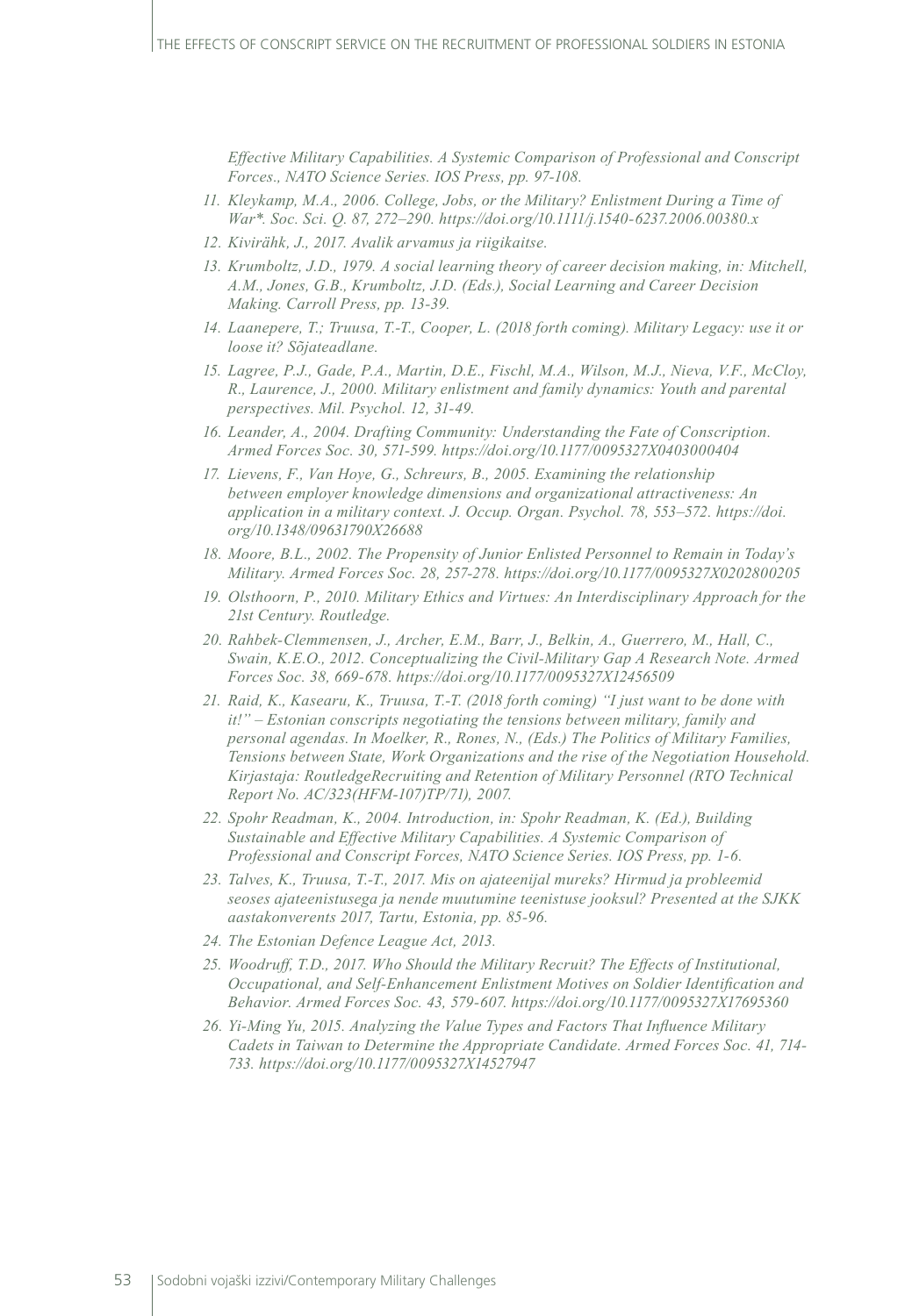*Effective Military Capabilities. A Systemic Comparison of Professional and Conscript Forces., NATO Science Series. IOS Press, pp. 97-108.*

11. *Kleykamp, M.A., 2006. College, Jobs, or the Military? Enlistment During a Time of War*. Soc. Sci. Q. 87, 272–290. https://doi.org/10.1111/j.1540-6237.2006.00380.x*
12. *Kivirähk, J., 2017. Avalik arvamus ja riigikaitse.*
13. *Krumboltz, J.D., 1979. A social learning theory of career decision making, in: Mitchell, A.M., Jones, G.B., Krumboltz, J.D. (Eds.), Social Learning and Career Decision Making. Carroll Press, pp. 13-39.*
14. *Laanepere, T.; Truusa, T.-T., Cooper, L. (2018 forth coming). Military Legacy: use it or loose it? Sõjateadlane.*
15. *Lagree, P.J., Gade, P.A., Martin, D.E., Fischl, M.A., Wilson, M.J., Nieva, V.F., McCloy, R., Laurence, J., 2000. Military enlistment and family dynamics: Youth and parental perspectives. Mil. Psychol. 12, 31-49.*
16. *Leander, A., 2004. Drafting Community: Understanding the Fate of Conscription. Armed Forces Soc. 30, 571-599. https://doi.org/10.1177/0095327X0403000404*
17. *Lievens, F., Van Hoye, G., Schreurs, B., 2005. Examining the relationship between employer knowledge dimensions and organizational attractiveness: An application in a military context. J. Occup. Organ. Psychol. 78, 553–572. https://doi.org/10.1348/09631790X26688*
18. *Moore, B.L., 2002. The Propensity of Junior Enlisted Personnel to Remain in Today's Military. Armed Forces Soc. 28, 257-278. https://doi.org/10.1177/0095327X0202800205*
19. *Olsthoorn, P., 2010. Military Ethics and Virtues: An Interdisciplinary Approach for the 21st Century. Routledge.*
20. *Rahbek-Clemmensen, J., Archer, E.M., Barr, J., Belkin, A., Guerrero, M., Hall, C., Swain, K.E.O., 2012. Conceptualizing the Civil-Military Gap A Research Note. Armed Forces Soc. 38, 669-678. https://doi.org/10.1177/0095327X12456509*
21. *Raid, K., Kasearu, K., Truusa, T.-T. (2018 forth coming) "I just want to be done with it!" – Estonian conscripts negotiating the tensions between military, family and personal agendas. In Moelker, R., Rones, N., (Eds.) The Politics of Military Families, Tensions between State, Work Organizations and the rise of the Negotiation Household. Kirjastaja: RoutledgeRecruiting and Retention of Military Personnel (RTO Technical Report No. AC/323(HFM-107)TP/71), 2007.*
22. *Spohr Readman, K., 2004. Introduction, in: Spohr Readman, K. (Ed.), Building Sustainable and Effective Military Capabilities. A Systemic Comparison of Professional and Conscript Forces, NATO Science Series. IOS Press, pp. 1-6.*
23. *Talves, K., Truusa, T.-T., 2017. Mis on ajateenijal mureks? Hirmud ja probleemid seoses ajateenistusega ja nende muutumine teenistuse jooksul? Presented at the SJKK aastakonverents 2017, Tartu, Estonia, pp. 85-96.*
24. *The Estonian Defence League Act, 2013.*
25. *Woodruff, T.D., 2017. Who Should the Military Recruit? The Effects of Institutional, Occupational, and Self-Enhancement Enlistment Motives on Soldier Identification and Behavior. Armed Forces Soc. 43, 579-607. https://doi.org/10.1177/0095327X17695360*
26. *Yi-Ming Yu, 2015. Analyzing the Value Types and Factors That Influence Military Cadets in Taiwan to Determine the Appropriate Candidate. Armed Forces Soc. 41, 714-733. https://doi.org/10.1177/0095327X14527947*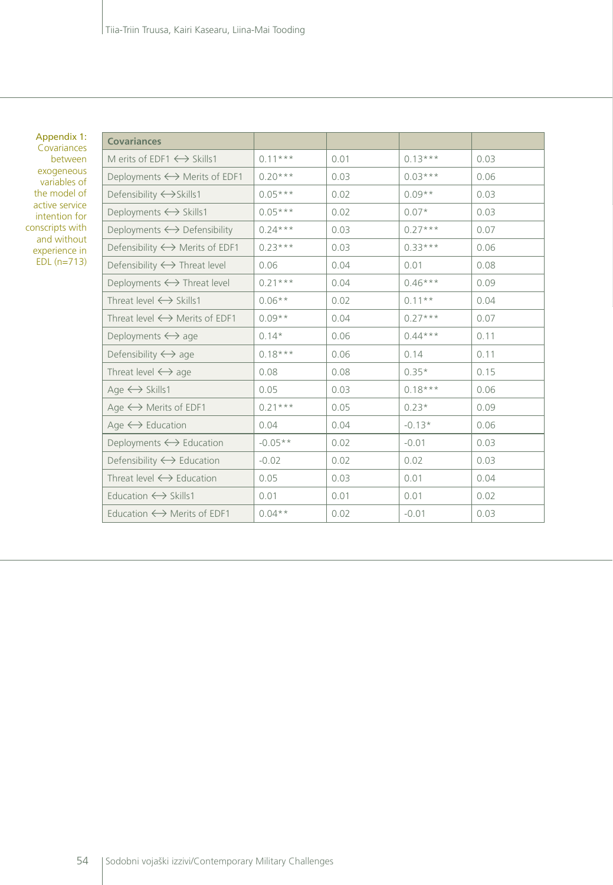Appendix 1: Covariances between exogeneous variables of the model of active service intention for conscripts with and without experience in EDL (n=713)

| Covariances | | | | |
|---|---|---|---|---|
| M erits of EDF1 ⟷ Skills1 | 0.11*** | 0.01 | 0.13*** | 0.03 |
| Deployments ⟷ Merits of EDF1 | 0.20*** | 0.03 | 0.03*** | 0.06 |
| Defensibility ⟷Skills1 | 0.05*** | 0.02 | 0.09** | 0.03 |
| Deployments ⟷ Skills1 | 0.05*** | 0.02 | 0.07* | 0.03 |
| Deployments ⟷ Defensibility | 0.24*** | 0.03 | 0.27*** | 0.07 |
| Defensibility ⟷ Merits of EDF1 | 0.23*** | 0.03 | 0.33*** | 0.06 |
| Defensibility ⟷ Threat level | 0.06 | 0.04 | 0.01 | 0.08 |
| Deployments ⟷ Threat level | 0.21*** | 0.04 | 0.46*** | 0.09 |
| Threat level ⟷ Skills1 | 0.06** | 0.02 | 0.11** | 0.04 |
| Threat level ⟷ Merits of EDF1 | 0.09** | 0.04 | 0.27*** | 0.07 |
| Deployments ⟷ age | 0.14* | 0.06 | 0.44*** | 0.11 |
| Defensibility ⟷ age | 0.18*** | 0.06 | 0.14 | 0.11 |
| Threat level ⟷ age | 0.08 | 0.08 | 0.35* | 0.15 |
| Age ⟷ Skills1 | 0.05 | 0.03 | 0.18*** | 0.06 |
| Age ⟷ Merits of EDF1 | 0.21*** | 0.05 | 0.23* | 0.09 |
| Age ⟷ Education | 0.04 | 0.04 | -0.13* | 0.06 |
| Deployments ⟷ Education | -0.05** | 0.02 | -0.01 | 0.03 |
| Defensibility ⟷ Education | -0.02 | 0.02 | 0.02 | 0.03 |
| Threat level ⟷ Education | 0.05 | 0.03 | 0.01 | 0.04 |
| Education ⟷ Skills1 | 0.01 | 0.01 | 0.01 | 0.02 |
| Education ⟷ Merits of EDF1 | 0.04** | 0.02 | -0.01 | 0.03 |